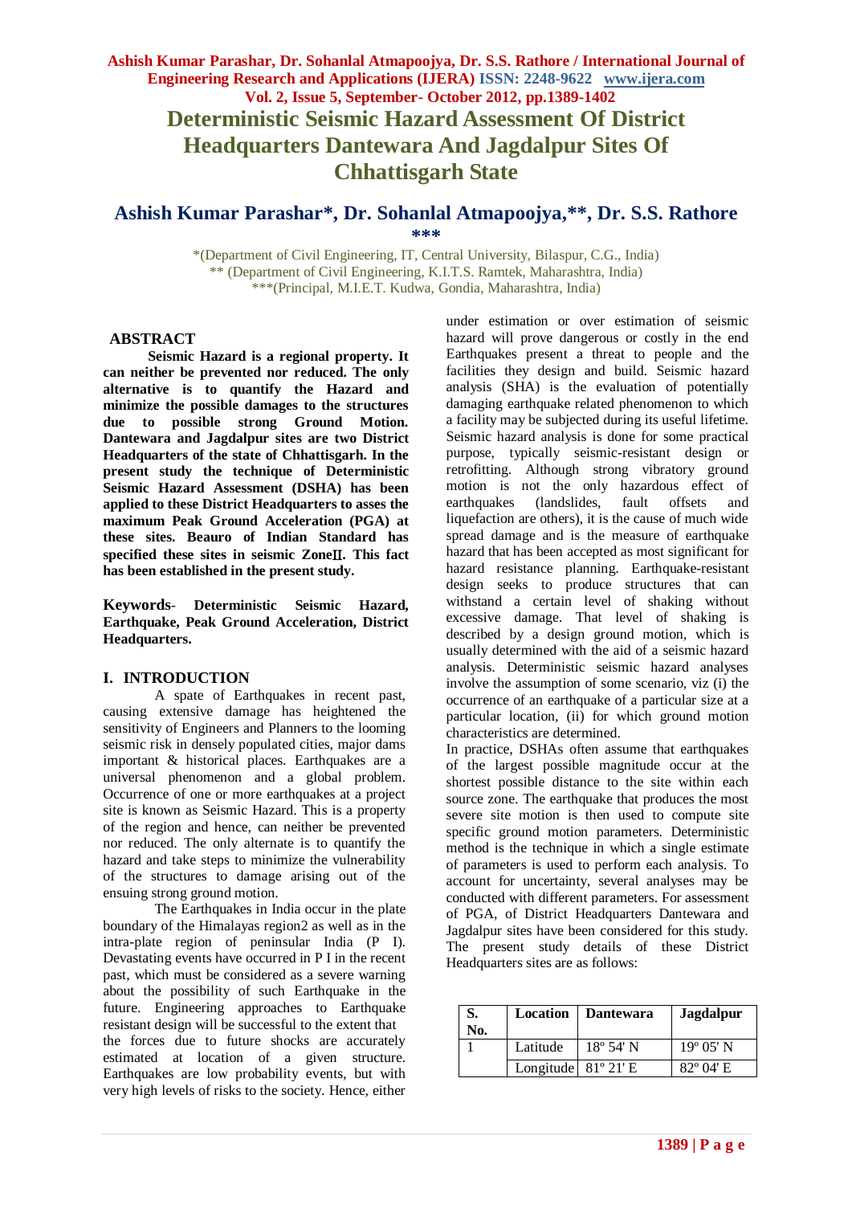# Deterministic Seismic Hazard Assessment Of District Headquarters Dantewara And Jagdalpur Sites Of Chhattisgarh State

## Ashish Kumar Parashar*, Dr. Sohanlal Atmapoojya,**, Dr. S.S. Rathore ***

*(Department of Civil Engineering, IT, Central University, Bilaspur, C.G., India)
** (Department of Civil Engineering, K.I.T.S. Ramtek, Maharashtra, India)
***(Principal, M.I.E.T. Kudwa, Gondia, Maharashtra, India)

## ABSTRACT

**Seismic Hazard is a regional property. It can neither be prevented nor reduced. The only alternative is to quantify the Hazard and minimize the possible damages to the structures due to possible strong Ground Motion. Dantewara and Jagdalpur sites are two District Headquarters of the state of Chhattisgarh. In the present study the technique of Deterministic Seismic Hazard Assessment (DSHA) has been applied to these District Headquarters to asses the maximum Peak Ground Acceleration (PGA) at these sites. Beauro of Indian Standard has specified these sites in seismic ZoneII. This fact has been established in the present study.**

**Keywords**- **Deterministic Seismic Hazard, Earthquake, Peak Ground Acceleration, District Headquarters.**

## I. INTRODUCTION

A spate of Earthquakes in recent past, causing extensive damage has heightened the sensitivity of Engineers and Planners to the looming seismic risk in densely populated cities, major dams important & historical places. Earthquakes are a universal phenomenon and a global problem. Occurrence of one or more earthquakes at a project site is known as Seismic Hazard. This is a property of the region and hence, can neither be prevented nor reduced. The only alternate is to quantify the hazard and take steps to minimize the vulnerability of the structures to damage arising out of the ensuing strong ground motion.

The Earthquakes in India occur in the plate boundary of the Himalayas region2 as well as in the intra-plate region of peninsular India (P I). Devastating events have occurred in P I in the recent past, which must be considered as a severe warning about the possibility of such Earthquake in the future. Engineering approaches to Earthquake resistant design will be successful to the extent that the forces due to future shocks are accurately estimated at location of a given structure. Earthquakes are low probability events, but with very high levels of risks to the society. Hence, either under estimation or over estimation of seismic hazard will prove dangerous or costly in the end Earthquakes present a threat to people and the facilities they design and build. Seismic hazard analysis (SHA) is the evaluation of potentially damaging earthquake related phenomenon to which a facility may be subjected during its useful lifetime. Seismic hazard analysis is done for some practical purpose, typically seismic-resistant design or retrofitting. Although strong vibratory ground motion is not the only hazardous effect of earthquakes (landslides, fault offsets and liquefaction are others), it is the cause of much wide spread damage and is the measure of earthquake hazard that has been accepted as most significant for hazard resistance planning. Earthquake-resistant design seeks to produce structures that can withstand a certain level of shaking without excessive damage. That level of shaking is described by a design ground motion, which is usually determined with the aid of a seismic hazard analysis. Deterministic seismic hazard analyses involve the assumption of some scenario, viz (i) the occurrence of an earthquake of a particular size at a particular location, (ii) for which ground motion characteristics are determined.

In practice, DSHAs often assume that earthquakes of the largest possible magnitude occur at the shortest possible distance to the site within each source zone. The earthquake that produces the most severe site motion is then used to compute site specific ground motion parameters. Deterministic method is the technique in which a single estimate of parameters is used to perform each analysis. To account for uncertainty, several analyses may be conducted with different parameters. For assessment of PGA, of District Headquarters Dantewara and Jagdalpur sites have been considered for this study. The present study details of these District Headquarters sites are as follows:

| S. No. | Location | Dantewara | Jagdalpur |
|---|---|---|---|
| 1 | Latitude | 18º 54' N | 19º 05' N |
| | Longitude | 81º 21' E | 82º 04' E |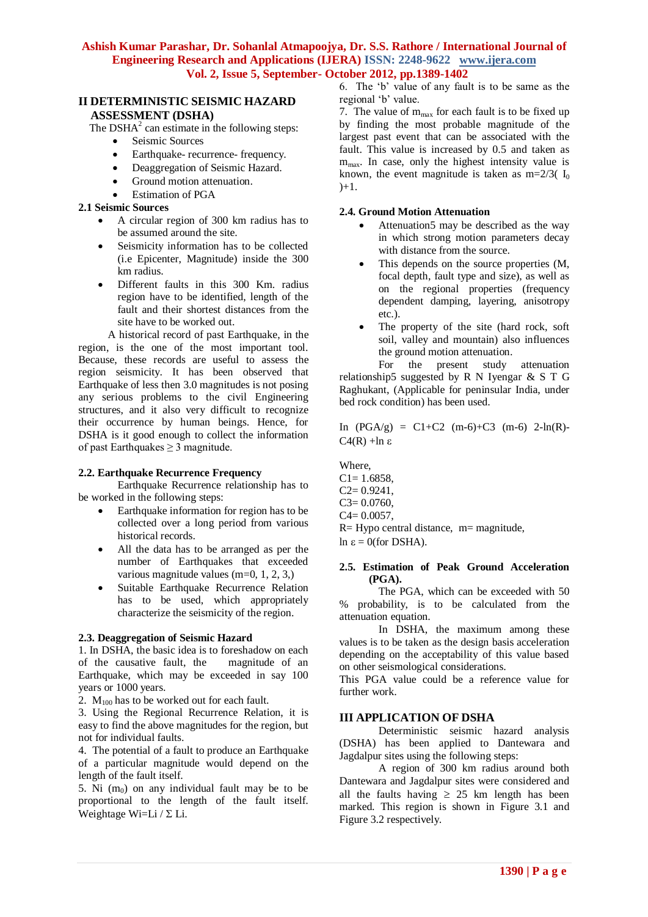## II DETERMINISTIC SEISMIC HAZARD ASSESSMENT (DSHA)

The DSHA[2] can estimate in the following steps:

- Seismic Sources
- Earthquake- recurrence- frequency.
- Deaggregation of Seismic Hazard.
- Ground motion attenuation.
- Estimation of PGA

### 2.1 Seismic Sources

- A circular region of 300 km radius has to be assumed around the site.
- Seismicity information has to be collected (i.e Epicenter, Magnitude) inside the 300 km radius.
- Different faults in this 300 Km. radius region have to be identified, length of the fault and their shortest distances from the site have to be worked out.

A historical record of past Earthquake, in the region, is the one of the most important tool. Because, these records are useful to assess the region seismicity. It has been observed that Earthquake of less then 3.0 magnitudes is not posing any serious problems to the civil Engineering structures, and it also very difficult to recognize their occurrence by human beings. Hence, for DSHA is it good enough to collect the information of past Earthquakes ≥ 3 magnitude.

### 2.2. Earthquake Recurrence Frequency

Earthquake Recurrence relationship has to be worked in the following steps:

- Earthquake information for region has to be collected over a long period from various historical records.
- All the data has to be arranged as per the number of Earthquakes that exceeded various magnitude values (m=0, 1, 2, 3,)
- Suitable Earthquake Recurrence Relation has to be used, which appropriately characterize the seismicity of the region.

### 2.3. Deaggregation of Seismic Hazard

1. In DSHA, the basic idea is to foreshadow on each of the causative fault, the magnitude of an Earthquake, which may be exceeded in say 100 years or 1000 years.
2. $M_{100}$ has to be worked out for each fault.
3. Using the Regional Recurrence Relation, it is easy to find the above magnitudes for the region, but not for individual faults.
4. The potential of a fault to produce an Earthquake of a particular magnitude would depend on the length of the fault itself.
5. Ni ($m_0$) on any individual fault may be to be proportional to the length of the fault itself. Weightage Wi=Li / Σ Li.
6. The 'b' value of any fault is to be same as the regional 'b' value.
7. The value of $m_{max}$ for each fault is to be fixed up by finding the most probable magnitude of the largest past event that can be associated with the fault. This value is increased by 0.5 and taken as $m_{max}$. In case, only the highest intensity value is known, the event magnitude is taken as m=2/3( $I_0$ )+1.

### 2.4. Ground Motion Attenuation

- Attenuation5 may be described as the way in which strong motion parameters decay with distance from the source.
- This depends on the source properties (M, focal depth, fault type and size), as well as on the regional properties (frequency dependent damping, layering, anisotropy etc.).
- The property of the site (hard rock, soft soil, valley and mountain) also influences the ground motion attenuation.

For the present study attenuation relationship5 suggested by R N Iyengar & S T G Raghukant, (Applicable for peninsular India, under bed rock condition) has been used.

$$\ln (PGA/g) = C1+C2 (m-6)+C3 (m-6)^2-\ln(R)-C4(R) +\ln \varepsilon$$

Where,
C1= 1.6858,
C2= 0.9241,
C3= 0.0760,
C4= 0.0057,
R= Hypo central distance, m= magnitude,
ln ε = 0(for DSHA).

### 2.5. Estimation of Peak Ground Acceleration (PGA).

The PGA, which can be exceeded with 50 % probability, is to be calculated from the attenuation equation.

In DSHA, the maximum among these values is to be taken as the design basis acceleration depending on the acceptability of this value based on other seismological considerations.

This PGA value could be a reference value for further work.

## III APPLICATION OF DSHA

Deterministic seismic hazard analysis (DSHA) has been applied to Dantewara and Jagdalpur sites using the following steps:

A region of 300 km radius around both Dantewara and Jagdalpur sites were considered and all the faults having ≥ 25 km length has been marked. This region is shown in Figure 3.1 and Figure 3.2 respectively.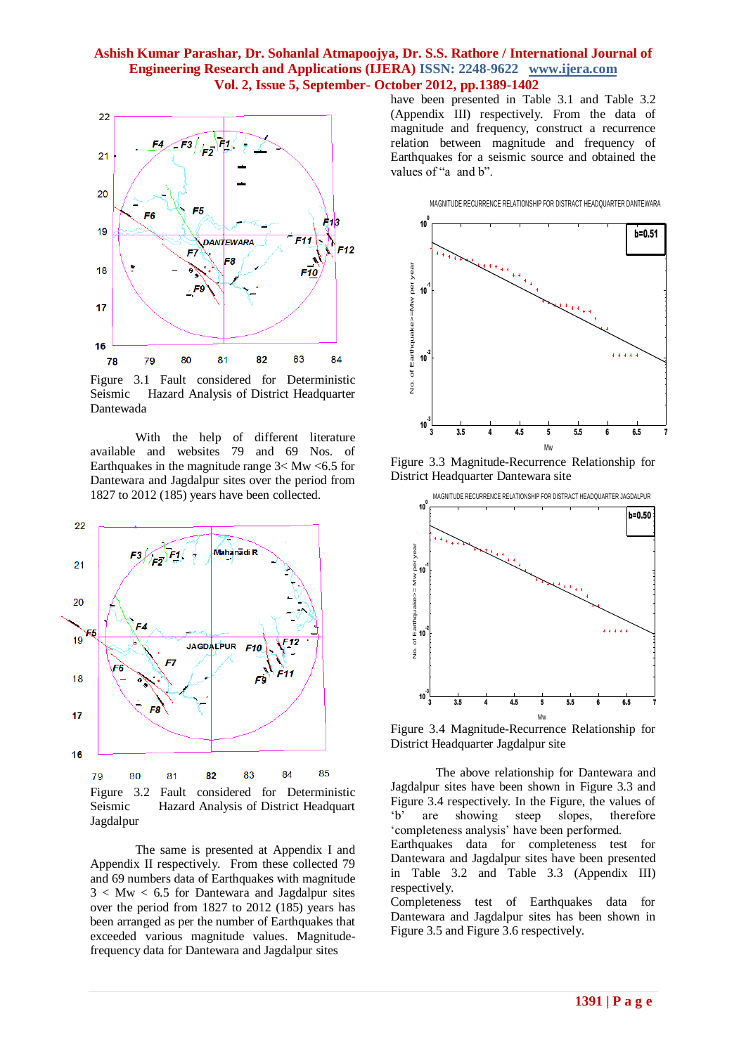Figure 3.1 Fault considered for Deterministic Seismic Hazard Analysis of District Headquarter Dantewada

With the help of different literature available and websites 79 and 69 Nos. of Earthquakes in the magnitude range 3< Mw <6.5 for Dantewara and Jagdalpur sites over the period from 1827 to 2012 (185) years have been collected.

Figure 3.2 Fault considered for Deterministic Seismic Hazard Analysis of District Headquart Jagdalpur

The same is presented at Appendix I and Appendix II respectively. From these collected 79 and 69 numbers data of Earthquakes with magnitude 3 < Mw < 6.5 for Dantewara and Jagdalpur sites over the period from 1827 to 2012 (185) years has been arranged as per the number of Earthquakes that exceeded various magnitude values. Magnitude-frequency data for Dantewara and Jagdalpur sites have been presented in Table 3.1 and Table 3.2 (Appendix III) respectively. From the data of magnitude and frequency, construct a recurrence relation between magnitude and frequency of Earthquakes for a seismic source and obtained the values of "a and b".

Figure 3.3 Magnitude-Recurrence Relationship for District Headquarter Dantewara site

Figure 3.4 Magnitude-Recurrence Relationship for District Headquarter Jagdalpur site

The above relationship for Dantewara and Jagdalpur sites have been shown in Figure 3.3 and Figure 3.4 respectively. In the Figure, the values of 'b' are showing steep slopes, therefore 'completeness analysis' have been performed. Earthquakes data for completeness test for Dantewara and Jagdalpur sites have been presented in Table 3.2 and Table 3.3 (Appendix III) respectively.
Completeness test of Earthquakes data for Dantewara and Jagdalpur sites has been shown in Figure 3.5 and Figure 3.6 respectively.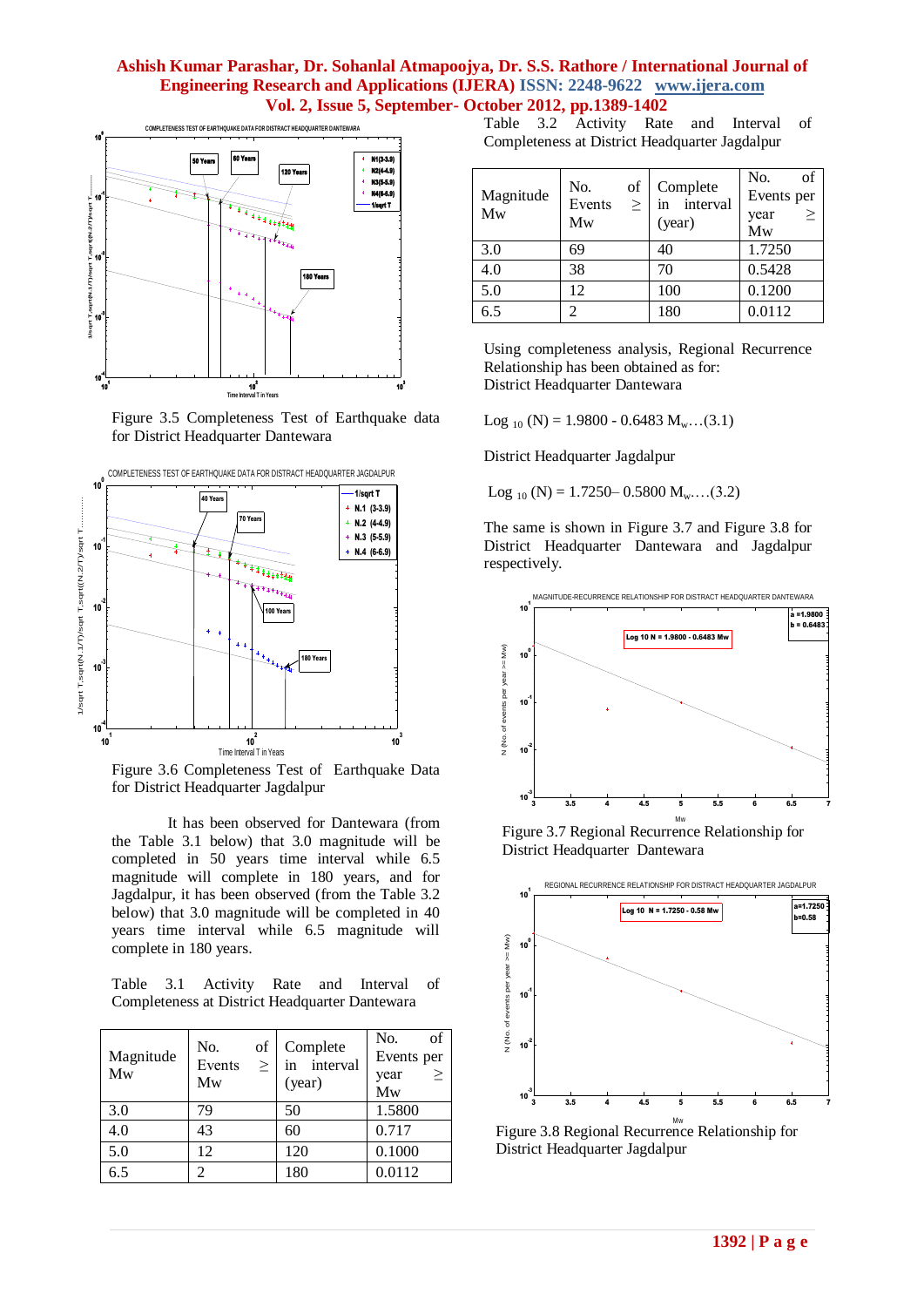Figure 3.5 Completeness Test of Earthquake data for District Headquarter Dantewara

Figure 3.6 Completeness Test of Earthquake Data for District Headquarter Jagdalpur

It has been observed for Dantewara (from the Table 3.1 below) that 3.0 magnitude will be completed in 50 years time interval while 6.5 magnitude will complete in 180 years, and for Jagdalpur, it has been observed (from the Table 3.2 below) that 3.0 magnitude will be completed in 40 years time interval while 6.5 magnitude will complete in 180 years.

Table 3.1 Activity Rate and Interval of Completeness at District Headquarter Dantewara

| Magnitude Mw | No. of Events ≥ Mw | Complete in interval (year) | No. of Events per year ≥ Mw |
|---|---|---|---|
| 3.0 | 79 | 50 | 1.5800 |
| 4.0 | 43 | 60 | 0.717 |
| 5.0 | 12 | 120 | 0.1000 |
| 6.5 | 2 | 180 | 0.0112 |

Table 3.2 Activity Rate and Interval of Completeness at District Headquarter Jagdalpur

| Magnitude Mw | No. of Events ≥ Mw | Complete in interval (year) | No. of Events per year ≥ Mw |
|---|---|---|---|
| 3.0 | 69 | 40 | 1.7250 |
| 4.0 | 38 | 70 | 0.5428 |
| 5.0 | 12 | 100 | 0.1200 |
| 6.5 | 2 | 180 | 0.0112 |

Using completeness analysis, Regional Recurrence Relationship has been obtained as for:
District Headquarter Dantewara

$\text{Log}_{10}(N) = 1.9800 - 0.6483\ M_w$ ….(3.1)

District Headquarter Jagdalpur

$\text{Log}_{10}(N) = 1.7250 - 0.5800\ M_w$ ….(3.2)

The same is shown in Figure 3.7 and Figure 3.8 for District Headquarter Dantewara and Jagdalpur respectively.

Figure 3.7 Regional Recurrence Relationship for District Headquarter Dantewara

Figure 3.8 Regional Recurrence Relationship for District Headquarter Jagdalpur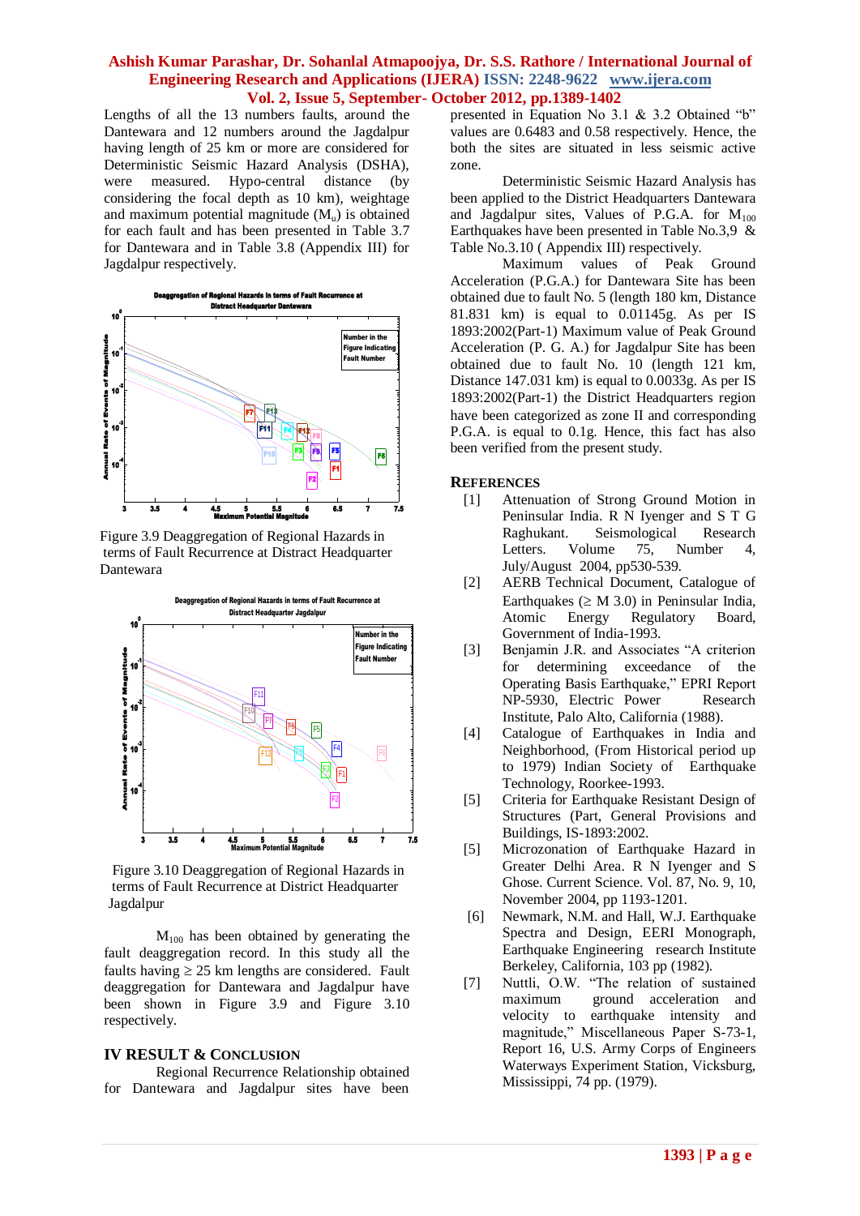Lengths of all the 13 numbers faults, around the Dantewara and 12 numbers around the Jagdalpur having length of 25 km or more are considered for Deterministic Seismic Hazard Analysis (DSHA), were measured. Hypo-central distance (by considering the focal depth as 10 km), weightage and maximum potential magnitude ($M_u$) is obtained for each fault and has been presented in Table 3.7 for Dantewara and in Table 3.8 (Appendix III) for Jagdalpur respectively.

Figure 3.9 Deaggregation of Regional Hazards in terms of Fault Recurrence at Distract Headquarter Dantewara

Figure 3.10 Deaggregation of Regional Hazards in terms of Fault Recurrence at District Headquarter Jagdalpur

$M_{100}$ has been obtained by generating the fault deaggregation record. In this study all the faults having ≥ 25 km lengths are considered. Fault deaggregation for Dantewara and Jagdalpur have been shown in Figure 3.9 and Figure 3.10 respectively.

## IV RESULT & CONCLUSION

Regional Recurrence Relationship obtained for Dantewara and Jagdalpur sites have been presented in Equation No 3.1 & 3.2 Obtained "b" values are 0.6483 and 0.58 respectively. Hence, the both the sites are situated in less seismic active zone.

Deterministic Seismic Hazard Analysis has been applied to the District Headquarters Dantewara and Jagdalpur sites, Values of P.G.A. for $M_{100}$ Earthquakes have been presented in Table No.3,9 & Table No.3.10 ( Appendix III) respectively.

Maximum values of Peak Ground Acceleration (P.G.A.) for Dantewara Site has been obtained due to fault No. 5 (length 180 km, Distance 81.831 km) is equal to 0.01145g. As per IS 1893:2002(Part-1) Maximum value of Peak Ground Acceleration (P. G. A.) for Jagdalpur Site has been obtained due to fault No. 10 (length 121 km, Distance 147.031 km) is equal to 0.0033g. As per IS 1893:2002(Part-1) the District Headquarters region have been categorized as zone II and corresponding P.G.A. is equal to 0.1g. Hence, this fact has also been verified from the present study.

## REFERENCES

[1] Attenuation of Strong Ground Motion in Peninsular India. R N Iyenger and S T G Raghukant. Seismological Research Letters. Volume 75, Number 4, July/August 2004, pp530-539.

[2] AERB Technical Document, Catalogue of Earthquakes (≥ M 3.0) in Peninsular India, Atomic Energy Regulatory Board, Government of India-1993.

[3] Benjamin J.R. and Associates "A criterion for determining exceedance of the Operating Basis Earthquake," EPRI Report NP-5930, Electric Power Research Institute, Palo Alto, California (1988).

[4] Catalogue of Earthquakes in India and Neighborhood, (From Historical period up to 1979) Indian Society of Earthquake Technology, Roorkee-1993.

[5] Criteria for Earthquake Resistant Design of Structures (Part, General Provisions and Buildings, IS-1893:2002.

[5] Microzonation of Earthquake Hazard in Greater Delhi Area. R N Iyenger and S Ghose. Current Science. Vol. 87, No. 10, November 2004, pp 1193-1201.

[6] Newmark, N.M. and Hall, W.J. Earthquake Spectra and Design, EERI Monograph, Earthquake Engineering research Institute Berkeley, California, 103 pp (1982).

[7] Nuttli, O.W. "The relation of sustained maximum ground acceleration and velocity to earthquake intensity and magnitude," Miscellaneous Paper S-73-1, Report 16, U.S. Army Corps of Engineers Waterways Experiment Station, Vicksburg, Mississippi, 74 pp. (1979).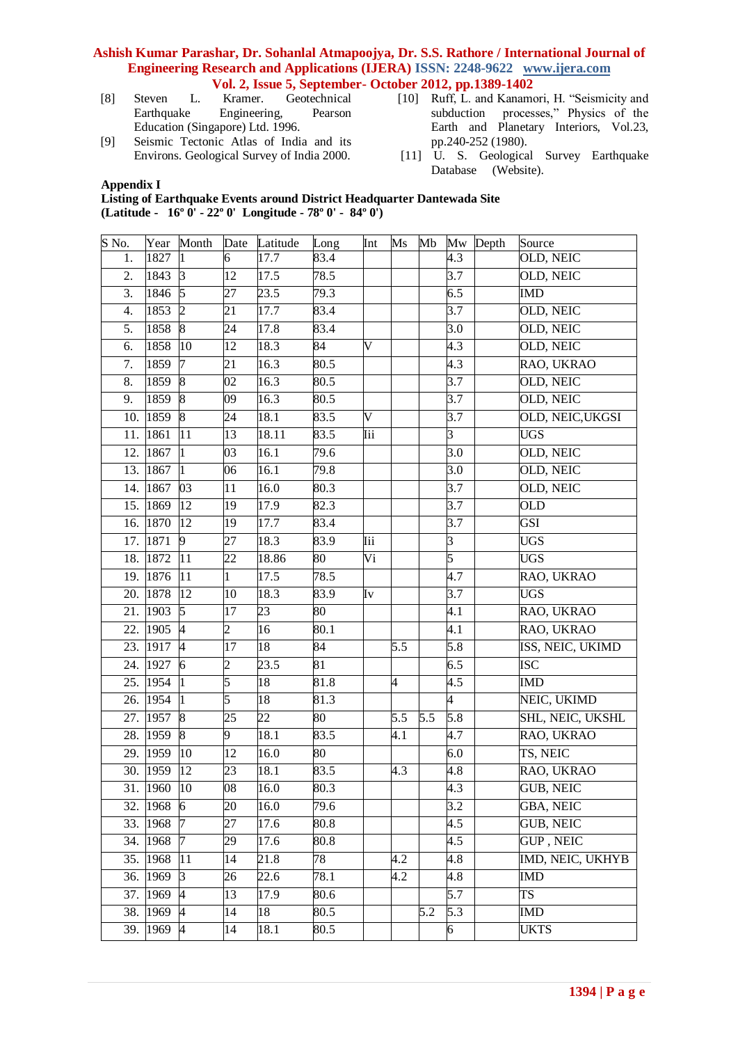[8] Steven L. Kramer. Geotechnical Earthquake Engineering, Pearson Education (Singapore) Ltd. 1996.

[9] Seismic Tectonic Atlas of India and its Environs. Geological Survey of India 2000.

[10] Ruff, L. and Kanamori, H. "Seismicity and subduction processes," Physics of the Earth and Planetary Interiors, Vol.23, pp.240-252 (1980).

[11] U. S. Geological Survey Earthquake Database (Website).

**Appendix I**

**Listing of Earthquake Events around District Headquarter Dantewada Site (Latitude - 16º 0' - 22º 0' Longitude - 78º 0' - 84º 0')**

| S No. | Year | Month | Date | Latitude | Long | Int | Ms | Mb | Mw | Depth | Source |
|---|---|---|---|---|---|---|---|---|---|---|---|
| 1. | 1827 | 1 | 6 | 17.7 | 83.4 | | | | 4.3 | | OLD, NEIC |
| 2. | 1843 | 3 | 12 | 17.5 | 78.5 | | | | 3.7 | | OLD, NEIC |
| 3. | 1846 | 5 | 27 | 23.5 | 79.3 | | | | 6.5 | | IMD |
| 4. | 1853 | 2 | 21 | 17.7 | 83.4 | | | | 3.7 | | OLD, NEIC |
| 5. | 1858 | 8 | 24 | 17.8 | 83.4 | | | | 3.0 | | OLD, NEIC |
| 6. | 1858 | 10 | 12 | 18.3 | 84 | V | | | 4.3 | | OLD, NEIC |
| 7. | 1859 | 7 | 21 | 16.3 | 80.5 | | | | 4.3 | | RAO, UKRAO |
| 8. | 1859 | 8 | 02 | 16.3 | 80.5 | | | | 3.7 | | OLD, NEIC |
| 9. | 1859 | 8 | 09 | 16.3 | 80.5 | | | | 3.7 | | OLD, NEIC |
| 10. | 1859 | 8 | 24 | 18.1 | 83.5 | V | | | 3.7 | | OLD, NEIC,UKGSI |
| 11. | 1861 | 11 | 13 | 18.11 | 83.5 | Iii | | | 3 | | UGS |
| 12. | 1867 | 1 | 03 | 16.1 | 79.6 | | | | 3.0 | | OLD, NEIC |
| 13. | 1867 | 1 | 06 | 16.1 | 79.8 | | | | 3.0 | | OLD, NEIC |
| 14. | 1867 | 03 | 11 | 16.0 | 80.3 | | | | 3.7 | | OLD, NEIC |
| 15. | 1869 | 12 | 19 | 17.9 | 82.3 | | | | 3.7 | | OLD |
| 16. | 1870 | 12 | 19 | 17.7 | 83.4 | | | | 3.7 | | GSI |
| 17. | 1871 | 9 | 27 | 18.3 | 83.9 | Iii | | | 3 | | UGS |
| 18. | 1872 | 11 | 22 | 18.86 | 80 | Vi | | | 5 | | UGS |
| 19. | 1876 | 11 | 1 | 17.5 | 78.5 | | | | 4.7 | | RAO, UKRAO |
| 20. | 1878 | 12 | 10 | 18.3 | 83.9 | Iv | | | 3.7 | | UGS |
| 21. | 1903 | 5 | 17 | 23 | 80 | | | | 4.1 | | RAO, UKRAO |
| 22. | 1905 | 4 | 2 | 16 | 80.1 | | | | 4.1 | | RAO, UKRAO |
| 23. | 1917 | 4 | 17 | 18 | 84 | | 5.5 | | 5.8 | | ISS, NEIC, UKIMD |
| 24. | 1927 | 6 | 2 | 23.5 | 81 | | | | 6.5 | | ISC |
| 25. | 1954 | 1 | 5 | 18 | 81.8 | | 4 | | 4.5 | | IMD |
| 26. | 1954 | 1 | 5 | 18 | 81.3 | | | | 4 | | NEIC, UKIMD |
| 27. | 1957 | 8 | 25 | 22 | 80 | | 5.5 | 5.5 | 5.8 | | SHL, NEIC, UKSHL |
| 28. | 1959 | 8 | 9 | 18.1 | 83.5 | | 4.1 | | 4.7 | | RAO, UKRAO |
| 29. | 1959 | 10 | 12 | 16.0 | 80 | | | | 6.0 | | TS, NEIC |
| 30. | 1959 | 12 | 23 | 18.1 | 83.5 | | 4.3 | | 4.8 | | RAO, UKRAO |
| 31. | 1960 | 10 | 08 | 16.0 | 80.3 | | | | 4.3 | | GUB, NEIC |
| 32. | 1968 | 6 | 20 | 16.0 | 79.6 | | | | 3.2 | | GBA, NEIC |
| 33. | 1968 | 7 | 27 | 17.6 | 80.8 | | | | 4.5 | | GUB, NEIC |
| 34. | 1968 | 7 | 29 | 17.6 | 80.8 | | | | 4.5 | | GUP , NEIC |
| 35. | 1968 | 11 | 14 | 21.8 | 78 | | 4.2 | | 4.8 | | IMD, NEIC, UKHYB |
| 36. | 1969 | 3 | 26 | 22.6 | 78.1 | | 4.2 | | 4.8 | | IMD |
| 37. | 1969 | 4 | 13 | 17.9 | 80.6 | | | | 5.7 | | TS |
| 38. | 1969 | 4 | 14 | 18 | 80.5 | | | 5.2 | 5.3 | | IMD |
| 39. | 1969 | 4 | 14 | 18.1 | 80.5 | | | | 6 | | UKTS |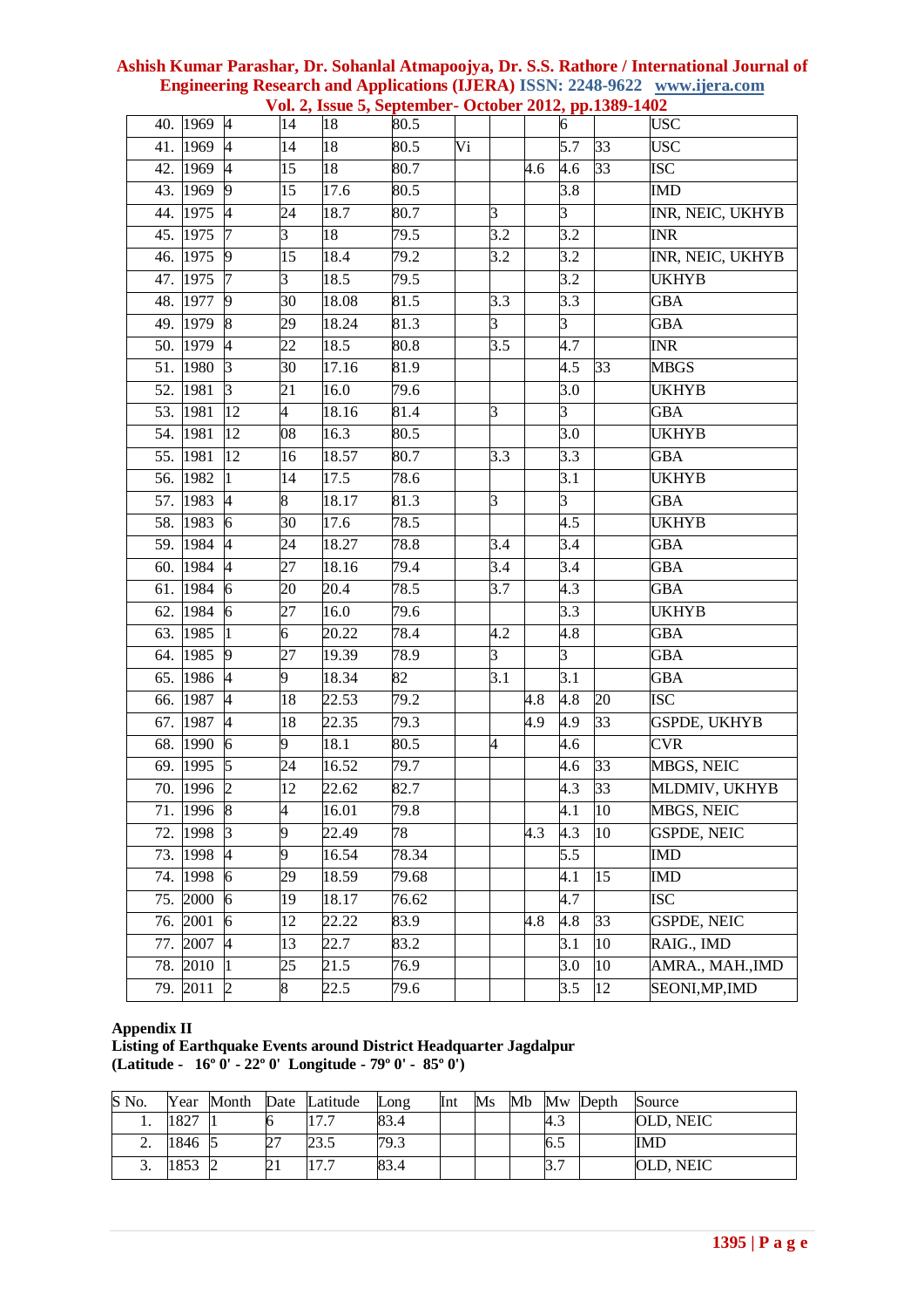| S No. | Year | Month | Date | Latitude | Long | Int | Ms | Mb | Mw | Depth | Source |
|---|---|---|---|---|---|---|---|---|---|---|---|
| 40. | 1969 | 4 | 14 | 18 | 80.5 | | | | 6 | | USC |
| 41. | 1969 | 4 | 14 | 18 | 80.5 | Vi | | | 5.7 | 33 | USC |
| 42. | 1969 | 4 | 15 | 18 | 80.7 | | | 4.6 | 4.6 | 33 | ISC |
| 43. | 1969 | 9 | 15 | 17.6 | 80.5 | | | | 3.8 | | IMD |
| 44. | 1975 | 4 | 24 | 18.7 | 80.7 | | 3 | | 3 | | INR, NEIC, UKHYB |
| 45. | 1975 | 7 | 3 | 18 | 79.5 | | 3.2 | | 3.2 | | INR |
| 46. | 1975 | 9 | 15 | 18.4 | 79.2 | | 3.2 | | 3.2 | | INR, NEIC, UKHYB |
| 47. | 1975 | 7 | 3 | 18.5 | 79.5 | | | | 3.2 | | UKHYB |
| 48. | 1977 | 9 | 30 | 18.08 | 81.5 | | 3.3 | | 3.3 | | GBA |
| 49. | 1979 | 8 | 29 | 18.24 | 81.3 | | 3 | | 3 | | GBA |
| 50. | 1979 | 4 | 22 | 18.5 | 80.8 | | 3.5 | | 4.7 | | INR |
| 51. | 1980 | 3 | 30 | 17.16 | 81.9 | | | | 4.5 | 33 | MBGS |
| 52. | 1981 | 3 | 21 | 16.0 | 79.6 | | | | 3.0 | | UKHYB |
| 53. | 1981 | 12 | 4 | 18.16 | 81.4 | | 3 | | 3 | | GBA |
| 54. | 1981 | 12 | 08 | 16.3 | 80.5 | | | | 3.0 | | UKHYB |
| 55. | 1981 | 12 | 16 | 18.57 | 80.7 | | 3.3 | | 3.3 | | GBA |
| 56. | 1982 | 1 | 14 | 17.5 | 78.6 | | | | 3.1 | | UKHYB |
| 57. | 1983 | 4 | 8 | 18.17 | 81.3 | | 3 | | 3 | | GBA |
| 58. | 1983 | 6 | 30 | 17.6 | 78.5 | | | | 4.5 | | UKHYB |
| 59. | 1984 | 4 | 24 | 18.27 | 78.8 | | 3.4 | | 3.4 | | GBA |
| 60. | 1984 | 4 | 27 | 18.16 | 79.4 | | 3.4 | | 3.4 | | GBA |
| 61. | 1984 | 6 | 20 | 20.4 | 78.5 | | 3.7 | | 4.3 | | GBA |
| 62. | 1984 | 6 | 27 | 16.0 | 79.6 | | | | 3.3 | | UKHYB |
| 63. | 1985 | 1 | 6 | 20.22 | 78.4 | | 4.2 | | 4.8 | | GBA |
| 64. | 1985 | 9 | 27 | 19.39 | 78.9 | | 3 | | 3 | | GBA |
| 65. | 1986 | 4 | 9 | 18.34 | 82 | | 3.1 | | 3.1 | | GBA |
| 66. | 1987 | 4 | 18 | 22.53 | 79.2 | | | 4.8 | 4.8 | 20 | ISC |
| 67. | 1987 | 4 | 18 | 22.35 | 79.3 | | | 4.9 | 4.9 | 33 | GSPDE, UKHYB |
| 68. | 1990 | 6 | 9 | 18.1 | 80.5 | | 4 | | 4.6 | | CVR |
| 69. | 1995 | 5 | 24 | 16.52 | 79.7 | | | | 4.6 | 33 | MBGS, NEIC |
| 70. | 1996 | 2 | 12 | 22.62 | 82.7 | | | | 4.3 | 33 | MLDMIV, UKHYB |
| 71. | 1996 | 8 | 4 | 16.01 | 79.8 | | | | 4.1 | 10 | MBGS, NEIC |
| 72. | 1998 | 3 | 9 | 22.49 | 78 | | | 4.3 | 4.3 | 10 | GSPDE, NEIC |
| 73. | 1998 | 4 | 9 | 16.54 | 78.34 | | | | 5.5 | | IMD |
| 74. | 1998 | 6 | 29 | 18.59 | 79.68 | | | | 4.1 | 15 | IMD |
| 75. | 2000 | 6 | 19 | 18.17 | 76.62 | | | | 4.7 | | ISC |
| 76. | 2001 | 6 | 12 | 22.22 | 83.9 | | | 4.8 | 4.8 | 33 | GSPDE, NEIC |
| 77. | 2007 | 4 | 13 | 22.7 | 83.2 | | | | 3.1 | 10 | RAIG., IMD |
| 78. | 2010 | 1 | 25 | 21.5 | 76.9 | | | | 3.0 | 10 | AMRA., MAH.,IMD |
| 79. | 2011 | 2 | 8 | 22.5 | 79.6 | | | | 3.5 | 12 | SEONI,MP,IMD |

**Appendix II**
**Listing of Earthquake Events around District Headquarter Jagdalpur**
**(Latitude - 16º 0' - 22º 0' Longitude - 79º 0' - 85º 0')**

| S No. | Year | Month | Date | Latitude | Long | Int | Ms | Mb | Mw | Depth | Source |
|---|---|---|---|---|---|---|---|---|---|---|---|
| 1. | 1827 | 1 | 6 | 17.7 | 83.4 | | | | 4.3 | | OLD, NEIC |
| 2. | 1846 | 5 | 27 | 23.5 | 79.3 | | | | 6.5 | | IMD |
| 3. | 1853 | 2 | 21 | 17.7 | 83.4 | | | | 3.7 | | OLD, NEIC |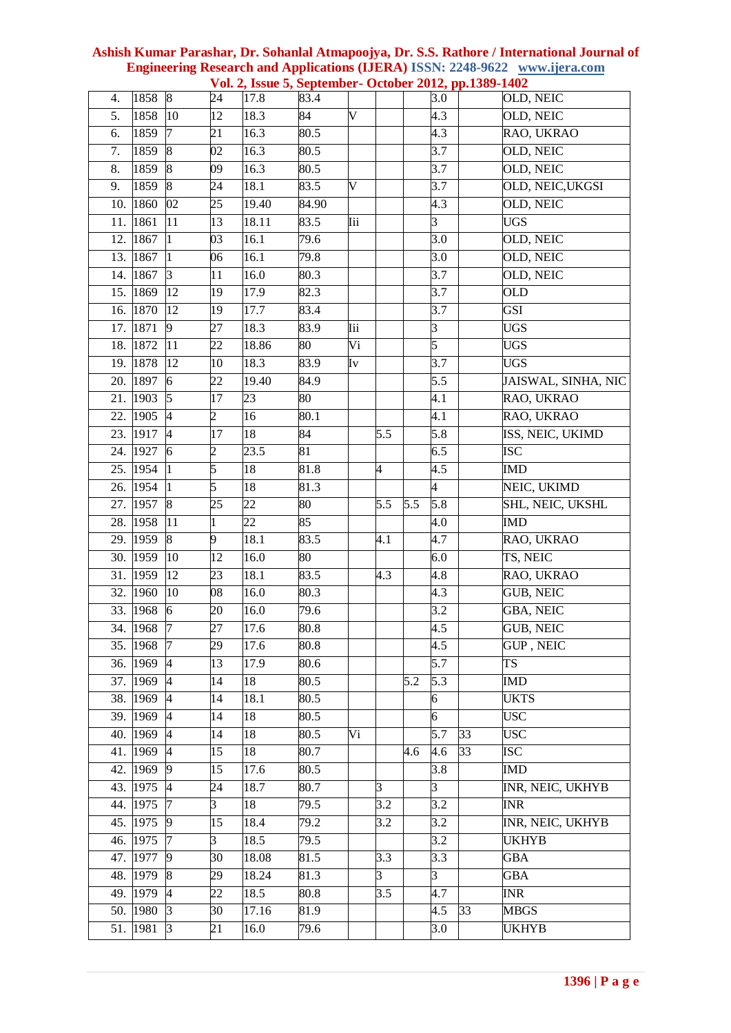| 4. | 1858 | 8 | 24 | 17.8 | 83.4 | | | | 3.0 | | OLD, NEIC |
|---|---|---|---|---|---|---|---|---|---|---|---|
| 5. | 1858 | 10 | 12 | 18.3 | 84 | V | | | 4.3 | | OLD, NEIC |
| 6. | 1859 | 7 | 21 | 16.3 | 80.5 | | | | 4.3 | | RAO, UKRAO |
| 7. | 1859 | 8 | 02 | 16.3 | 80.5 | | | | 3.7 | | OLD, NEIC |
| 8. | 1859 | 8 | 09 | 16.3 | 80.5 | | | | 3.7 | | OLD, NEIC |
| 9. | 1859 | 8 | 24 | 18.1 | 83.5 | V | | | 3.7 | | OLD, NEIC,UKGSI |
| 10. | 1860 | 02 | 25 | 19.40 | 84.90 | | | | 4.3 | | OLD, NEIC |
| 11. | 1861 | 11 | 13 | 18.11 | 83.5 | Iii | | | 3 | | UGS |
| 12. | 1867 | 1 | 03 | 16.1 | 79.6 | | | | 3.0 | | OLD, NEIC |
| 13. | 1867 | 1 | 06 | 16.1 | 79.8 | | | | 3.0 | | OLD, NEIC |
| 14. | 1867 | 3 | 11 | 16.0 | 80.3 | | | | 3.7 | | OLD, NEIC |
| 15. | 1869 | 12 | 19 | 17.9 | 82.3 | | | | 3.7 | | OLD |
| 16. | 1870 | 12 | 19 | 17.7 | 83.4 | | | | 3.7 | | GSI |
| 17. | 1871 | 9 | 27 | 18.3 | 83.9 | Iii | | | 3 | | UGS |
| 18. | 1872 | 11 | 22 | 18.86 | 80 | Vi | | | 5 | | UGS |
| 19. | 1878 | 12 | 10 | 18.3 | 83.9 | Iv | | | 3.7 | | UGS |
| 20. | 1897 | 6 | 22 | 19.40 | 84.9 | | | | 5.5 | | JAISWAL, SINHA, NIC |
| 21. | 1903 | 5 | 17 | 23 | 80 | | | | 4.1 | | RAO, UKRAO |
| 22. | 1905 | 4 | 2 | 16 | 80.1 | | | | 4.1 | | RAO, UKRAO |
| 23. | 1917 | 4 | 17 | 18 | 84 | | 5.5 | | 5.8 | | ISS, NEIC, UKIMD |
| 24. | 1927 | 6 | 2 | 23.5 | 81 | | | | 6.5 | | ISC |
| 25. | 1954 | 1 | 5 | 18 | 81.8 | | 4 | | 4.5 | | IMD |
| 26. | 1954 | 1 | 5 | 18 | 81.3 | | | | 4 | | NEIC, UKIMD |
| 27. | 1957 | 8 | 25 | 22 | 80 | | 5.5 | 5.5 | 5.8 | | SHL, NEIC, UKSHL |
| 28. | 1958 | 11 | 1 | 22 | 85 | | | | 4.0 | | IMD |
| 29. | 1959 | 8 | 9 | 18.1 | 83.5 | | 4.1 | | 4.7 | | RAO, UKRAO |
| 30. | 1959 | 10 | 12 | 16.0 | 80 | | | | 6.0 | | TS, NEIC |
| 31. | 1959 | 12 | 23 | 18.1 | 83.5 | | 4.3 | | 4.8 | | RAO, UKRAO |
| 32. | 1960 | 10 | 08 | 16.0 | 80.3 | | | | 4.3 | | GUB, NEIC |
| 33. | 1968 | 6 | 20 | 16.0 | 79.6 | | | | 3.2 | | GBA, NEIC |
| 34. | 1968 | 7 | 27 | 17.6 | 80.8 | | | | 4.5 | | GUB, NEIC |
| 35. | 1968 | 7 | 29 | 17.6 | 80.8 | | | | 4.5 | | GUP , NEIC |
| 36. | 1969 | 4 | 13 | 17.9 | 80.6 | | | | 5.7 | | TS |
| 37. | 1969 | 4 | 14 | 18 | 80.5 | | | 5.2 | 5.3 | | IMD |
| 38. | 1969 | 4 | 14 | 18.1 | 80.5 | | | | 6 | | UKTS |
| 39. | 1969 | 4 | 14 | 18 | 80.5 | | | | 6 | | USC |
| 40. | 1969 | 4 | 14 | 18 | 80.5 | Vi | | | 5.7 | 33 | USC |
| 41. | 1969 | 4 | 15 | 18 | 80.7 | | | 4.6 | 4.6 | 33 | ISC |
| 42. | 1969 | 9 | 15 | 17.6 | 80.5 | | | | 3.8 | | IMD |
| 43. | 1975 | 4 | 24 | 18.7 | 80.7 | | 3 | | 3 | | INR, NEIC, UKHYB |
| 44. | 1975 | 7 | 3 | 18 | 79.5 | | 3.2 | | 3.2 | | INR |
| 45. | 1975 | 9 | 15 | 18.4 | 79.2 | | 3.2 | | 3.2 | | INR, NEIC, UKHYB |
| 46. | 1975 | 7 | 3 | 18.5 | 79.5 | | | | 3.2 | | UKHYB |
| 47. | 1977 | 9 | 30 | 18.08 | 81.5 | | 3.3 | | 3.3 | | GBA |
| 48. | 1979 | 8 | 29 | 18.24 | 81.3 | | 3 | | 3 | | GBA |
| 49. | 1979 | 4 | 22 | 18.5 | 80.8 | | 3.5 | | 4.7 | | INR |
| 50. | 1980 | 3 | 30 | 17.16 | 81.9 | | | | 4.5 | 33 | MBGS |
| 51. | 1981 | 3 | 21 | 16.0 | 79.6 | | | | 3.0 | | UKHYB |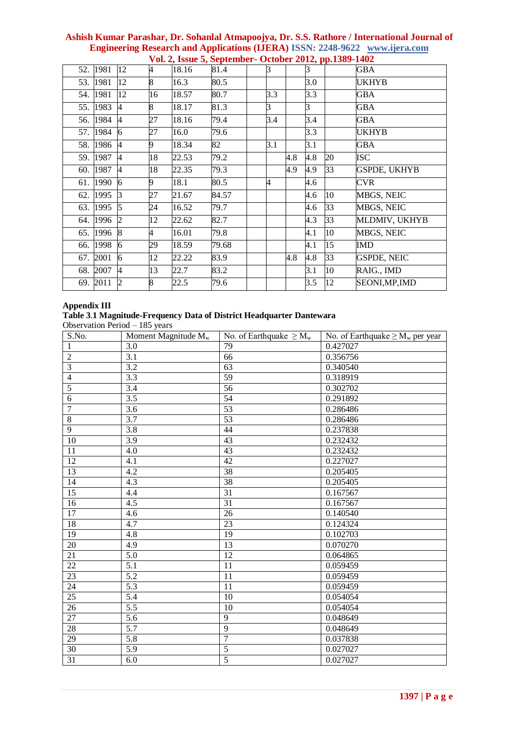| | | | | | | | | | | | |
|---|---|---|---|---|---|---|---|---|---|---|---|
| 52. | 1981 | 12 | 4 | 18.16 | 81.4 | | 3 | | 3 | | GBA |
| 53. | 1981 | 12 | 8 | 16.3 | 80.5 | | | | 3.0 | | UKHYB |
| 54. | 1981 | 12 | 16 | 18.57 | 80.7 | | 3.3 | | 3.3 | | GBA |
| 55. | 1983 | 4 | 8 | 18.17 | 81.3 | | 3 | | 3 | | GBA |
| 56. | 1984 | 4 | 27 | 18.16 | 79.4 | | 3.4 | | 3.4 | | GBA |
| 57. | 1984 | 6 | 27 | 16.0 | 79.6 | | | | 3.3 | | UKHYB |
| 58. | 1986 | 4 | 9 | 18.34 | 82 | | 3.1 | | 3.1 | | GBA |
| 59. | 1987 | 4 | 18 | 22.53 | 79.2 | | | 4.8 | 4.8 | 20 | ISC |
| 60. | 1987 | 4 | 18 | 22.35 | 79.3 | | | 4.9 | 4.9 | 33 | GSPDE, UKHYB |
| 61. | 1990 | 6 | 9 | 18.1 | 80.5 | | 4 | | 4.6 | | CVR |
| 62. | 1995 | 3 | 27 | 21.67 | 84.57 | | | | 4.6 | 10 | MBGS, NEIC |
| 63. | 1995 | 5 | 24 | 16.52 | 79.7 | | | | 4.6 | 33 | MBGS, NEIC |
| 64. | 1996 | 2 | 12 | 22.62 | 82.7 | | | | 4.3 | 33 | MLDMIV, UKHYB |
| 65. | 1996 | 8 | 4 | 16.01 | 79.8 | | | | 4.1 | 10 | MBGS, NEIC |
| 66. | 1998 | 6 | 29 | 18.59 | 79.68 | | | | 4.1 | 15 | IMD |
| 67. | 2001 | 6 | 12 | 22.22 | 83.9 | | | 4.8 | 4.8 | 33 | GSPDE, NEIC |
| 68. | 2007 | 4 | 13 | 22.7 | 83.2 | | | | 3.1 | 10 | RAIG., IMD |
| 69. | 2011 | 2 | 8 | 22.5 | 79.6 | | | | 3.5 | 12 | SEONI,MP,IMD |

**Appendix III**

**Table 3.1 Magnitude-Frequency Data of District Headquarter Dantewara**

Observation Period – 185 years

| S.No. | Moment Magnitude $M_w$ | No. of Earthquake $\geq M_w$ | No. of Earthquake $\geq M_w$ per year |
|---|---|---|---|
| 1 | 3.0 | 79 | 0.427027 |
| 2 | 3.1 | 66 | 0.356756 |
| 3 | 3.2 | 63 | 0.340540 |
| 4 | 3.3 | 59 | 0.318919 |
| 5 | 3.4 | 56 | 0.302702 |
| 6 | 3.5 | 54 | 0.291892 |
| 7 | 3.6 | 53 | 0.286486 |
| 8 | 3.7 | 53 | 0.286486 |
| 9 | 3.8 | 44 | 0.237838 |
| 10 | 3.9 | 43 | 0.232432 |
| 11 | 4.0 | 43 | 0.232432 |
| 12 | 4.1 | 42 | 0.227027 |
| 13 | 4.2 | 38 | 0.205405 |
| 14 | 4.3 | 38 | 0.205405 |
| 15 | 4.4 | 31 | 0.167567 |
| 16 | 4.5 | 31 | 0.167567 |
| 17 | 4.6 | 26 | 0.140540 |
| 18 | 4.7 | 23 | 0.124324 |
| 19 | 4.8 | 19 | 0.102703 |
| 20 | 4.9 | 13 | 0.070270 |
| 21 | 5.0 | 12 | 0.064865 |
| 22 | 5.1 | 11 | 0.059459 |
| 23 | 5.2 | 11 | 0.059459 |
| 24 | 5.3 | 11 | 0.059459 |
| 25 | 5.4 | 10 | 0.054054 |
| 26 | 5.5 | 10 | 0.054054 |
| 27 | 5.6 | 9 | 0.048649 |
| 28 | 5.7 | 9 | 0.048649 |
| 29 | 5.8 | 7 | 0.037838 |
| 30 | 5.9 | 5 | 0.027027 |
| 31 | 6.0 | 5 | 0.027027 |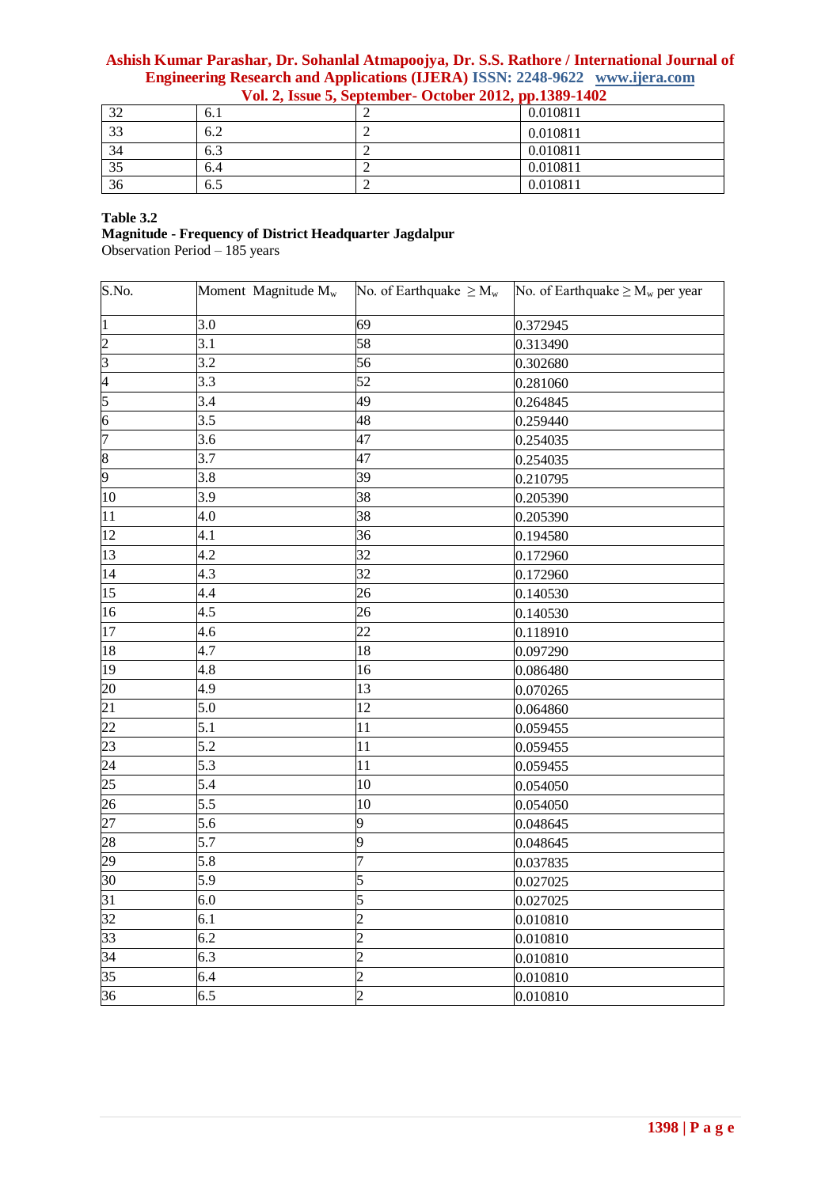| | | | |
|---|---|---|---|
| 32 | 6.1 | 2 | 0.010811 |
| 33 | 6.2 | 2 | 0.010811 |
| 34 | 6.3 | 2 | 0.010811 |
| 35 | 6.4 | 2 | 0.010811 |
| 36 | 6.5 | 2 | 0.010811 |

**Table 3.2**
**Magnitude - Frequency of District Headquarter Jagdalpur**
Observation Period – 185 years

| S.No. | Moment Magnitude $M_w$ | No. of Earthquake $\geq M_w$ | No. of Earthquake $\geq M_w$ per year |
|---|---|---|---|
| 1 | 3.0 | 69 | 0.372945 |
| 2 | 3.1 | 58 | 0.313490 |
| 3 | 3.2 | 56 | 0.302680 |
| 4 | 3.3 | 52 | 0.281060 |
| 5 | 3.4 | 49 | 0.264845 |
| 6 | 3.5 | 48 | 0.259440 |
| 7 | 3.6 | 47 | 0.254035 |
| 8 | 3.7 | 47 | 0.254035 |
| 9 | 3.8 | 39 | 0.210795 |
| 10 | 3.9 | 38 | 0.205390 |
| 11 | 4.0 | 38 | 0.205390 |
| 12 | 4.1 | 36 | 0.194580 |
| 13 | 4.2 | 32 | 0.172960 |
| 14 | 4.3 | 32 | 0.172960 |
| 15 | 4.4 | 26 | 0.140530 |
| 16 | 4.5 | 26 | 0.140530 |
| 17 | 4.6 | 22 | 0.118910 |
| 18 | 4.7 | 18 | 0.097290 |
| 19 | 4.8 | 16 | 0.086480 |
| 20 | 4.9 | 13 | 0.070265 |
| 21 | 5.0 | 12 | 0.064860 |
| 22 | 5.1 | 11 | 0.059455 |
| 23 | 5.2 | 11 | 0.059455 |
| 24 | 5.3 | 11 | 0.059455 |
| 25 | 5.4 | 10 | 0.054050 |
| 26 | 5.5 | 10 | 0.054050 |
| 27 | 5.6 | 9 | 0.048645 |
| 28 | 5.7 | 9 | 0.048645 |
| 29 | 5.8 | 7 | 0.037835 |
| 30 | 5.9 | 5 | 0.027025 |
| 31 | 6.0 | 5 | 0.027025 |
| 32 | 6.1 | 2 | 0.010810 |
| 33 | 6.2 | 2 | 0.010810 |
| 34 | 6.3 | 2 | 0.010810 |
| 35 | 6.4 | 2 | 0.010810 |
| 36 | 6.5 | 2 | 0.010810 |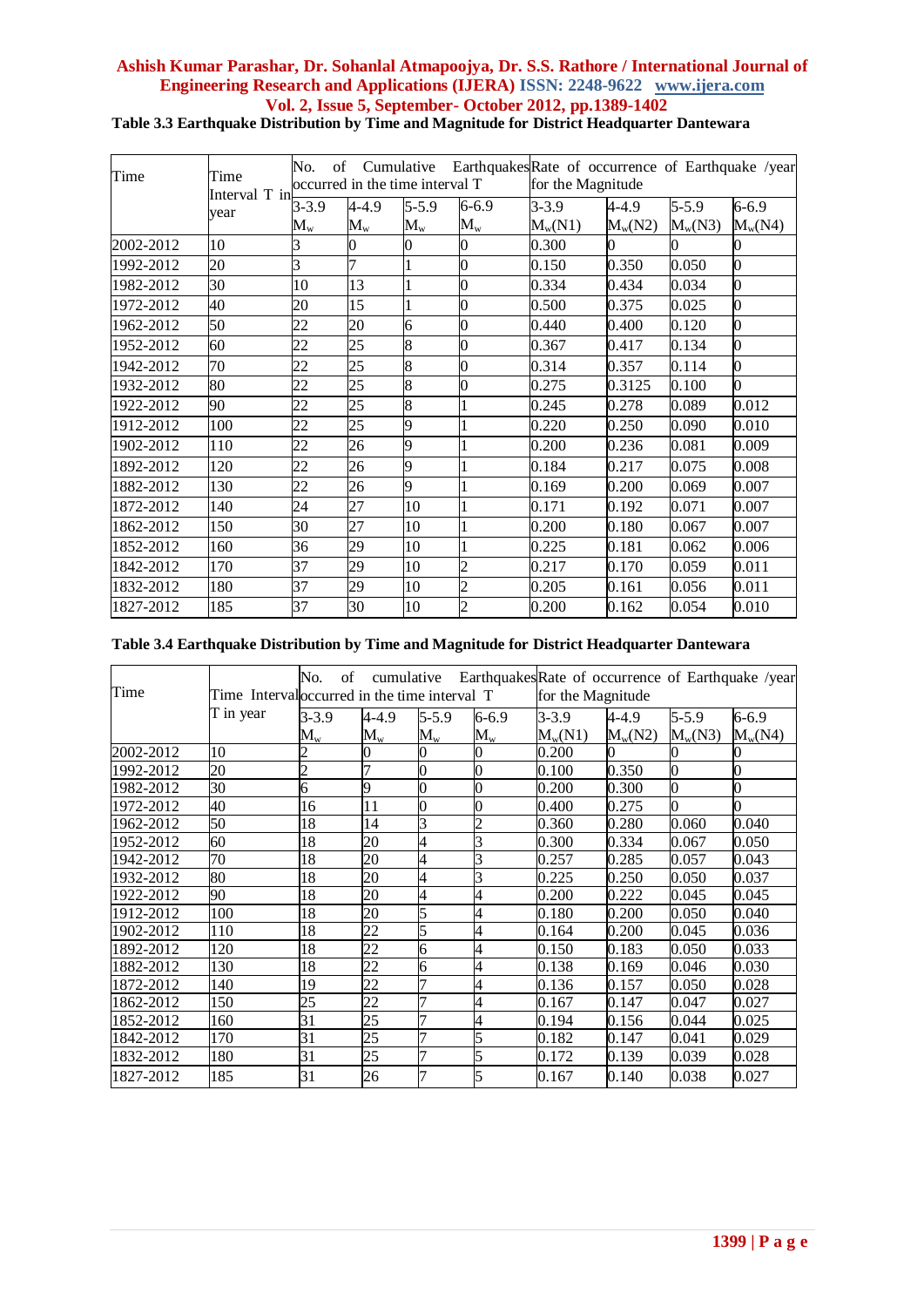**Table 3.3 Earthquake Distribution by Time and Magnitude for District Headquarter Dantewara**

| Time | Time Interval T in year | No. of Cumulative Earthquakes occurred in the time interval T | | | | Rate of occurrence of Earthquake /year for the Magnitude | | | |
|---|---|---|---|---|---|---|---|---|---|
| | | 3-3.9 $M_w$ | 4-4.9 $M_w$ | 5-5.9 $M_w$ | 6-6.9 $M_w$ | 3-3.9 $M_w(N1)$ | 4-4.9 $M_w(N2)$ | 5-5.9 $M_w(N3)$ | 6-6.9 $M_w(N4)$ |
| 2002-2012 | 10 | 3 | 0 | 0 | 0 | 0.300 | 0 | 0 | 0 |
| 1992-2012 | 20 | 3 | 7 | 1 | 0 | 0.150 | 0.350 | 0.050 | 0 |
| 1982-2012 | 30 | 10 | 13 | 1 | 0 | 0.334 | 0.434 | 0.034 | 0 |
| 1972-2012 | 40 | 20 | 15 | 1 | 0 | 0.500 | 0.375 | 0.025 | 0 |
| 1962-2012 | 50 | 22 | 20 | 6 | 0 | 0.440 | 0.400 | 0.120 | 0 |
| 1952-2012 | 60 | 22 | 25 | 8 | 0 | 0.367 | 0.417 | 0.134 | 0 |
| 1942-2012 | 70 | 22 | 25 | 8 | 0 | 0.314 | 0.357 | 0.114 | 0 |
| 1932-2012 | 80 | 22 | 25 | 8 | 0 | 0.275 | 0.3125 | 0.100 | 0 |
| 1922-2012 | 90 | 22 | 25 | 8 | 1 | 0.245 | 0.278 | 0.089 | 0.012 |
| 1912-2012 | 100 | 22 | 25 | 9 | 1 | 0.220 | 0.250 | 0.090 | 0.010 |
| 1902-2012 | 110 | 22 | 26 | 9 | 1 | 0.200 | 0.236 | 0.081 | 0.009 |
| 1892-2012 | 120 | 22 | 26 | 9 | 1 | 0.184 | 0.217 | 0.075 | 0.008 |
| 1882-2012 | 130 | 22 | 26 | 9 | 1 | 0.169 | 0.200 | 0.069 | 0.007 |
| 1872-2012 | 140 | 24 | 27 | 10 | 1 | 0.171 | 0.192 | 0.071 | 0.007 |
| 1862-2012 | 150 | 30 | 27 | 10 | 1 | 0.200 | 0.180 | 0.067 | 0.007 |
| 1852-2012 | 160 | 36 | 29 | 10 | 1 | 0.225 | 0.181 | 0.062 | 0.006 |
| 1842-2012 | 170 | 37 | 29 | 10 | 2 | 0.217 | 0.170 | 0.059 | 0.011 |
| 1832-2012 | 180 | 37 | 29 | 10 | 2 | 0.205 | 0.161 | 0.056 | 0.011 |
| 1827-2012 | 185 | 37 | 30 | 10 | 2 | 0.200 | 0.162 | 0.054 | 0.010 |

**Table 3.4 Earthquake Distribution by Time and Magnitude for District Headquarter Dantewara**

| Time | Time Interval T in year | No. of cumulative Earthquakes occurred in the time interval T | | | | Rate of occurrence of Earthquake /year for the Magnitude | | | |
|---|---|---|---|---|---|---|---|---|---|
| | | 3-3.9 $M_w$ | 4-4.9 $M_w$ | 5-5.9 $M_w$ | 6-6.9 $M_w$ | 3-3.9 $M_w(N1)$ | 4-4.9 $M_w(N2)$ | 5-5.9 $M_w(N3)$ | 6-6.9 $M_w(N4)$ |
| 2002-2012 | 10 | 2 | 0 | 0 | 0 | 0.200 | 0 | 0 | 0 |
| 1992-2012 | 20 | 2 | 7 | 0 | 0 | 0.100 | 0.350 | 0 | 0 |
| 1982-2012 | 30 | 6 | 9 | 0 | 0 | 0.200 | 0.300 | 0 | 0 |
| 1972-2012 | 40 | 16 | 11 | 0 | 0 | 0.400 | 0.275 | 0 | 0 |
| 1962-2012 | 50 | 18 | 14 | 3 | 2 | 0.360 | 0.280 | 0.060 | 0.040 |
| 1952-2012 | 60 | 18 | 20 | 4 | 3 | 0.300 | 0.334 | 0.067 | 0.050 |
| 1942-2012 | 70 | 18 | 20 | 4 | 3 | 0.257 | 0.285 | 0.057 | 0.043 |
| 1932-2012 | 80 | 18 | 20 | 4 | 3 | 0.225 | 0.250 | 0.050 | 0.037 |
| 1922-2012 | 90 | 18 | 20 | 4 | 4 | 0.200 | 0.222 | 0.045 | 0.045 |
| 1912-2012 | 100 | 18 | 20 | 5 | 4 | 0.180 | 0.200 | 0.050 | 0.040 |
| 1902-2012 | 110 | 18 | 22 | 5 | 4 | 0.164 | 0.200 | 0.045 | 0.036 |
| 1892-2012 | 120 | 18 | 22 | 6 | 4 | 0.150 | 0.183 | 0.050 | 0.033 |
| 1882-2012 | 130 | 18 | 22 | 6 | 4 | 0.138 | 0.169 | 0.046 | 0.030 |
| 1872-2012 | 140 | 19 | 22 | 7 | 4 | 0.136 | 0.157 | 0.050 | 0.028 |
| 1862-2012 | 150 | 25 | 22 | 7 | 4 | 0.167 | 0.147 | 0.047 | 0.027 |
| 1852-2012 | 160 | 31 | 25 | 7 | 4 | 0.194 | 0.156 | 0.044 | 0.025 |
| 1842-2012 | 170 | 31 | 25 | 7 | 5 | 0.182 | 0.147 | 0.041 | 0.029 |
| 1832-2012 | 180 | 31 | 25 | 7 | 5 | 0.172 | 0.139 | 0.039 | 0.028 |
| 1827-2012 | 185 | 31 | 26 | 7 | 5 | 0.167 | 0.140 | 0.038 | 0.027 |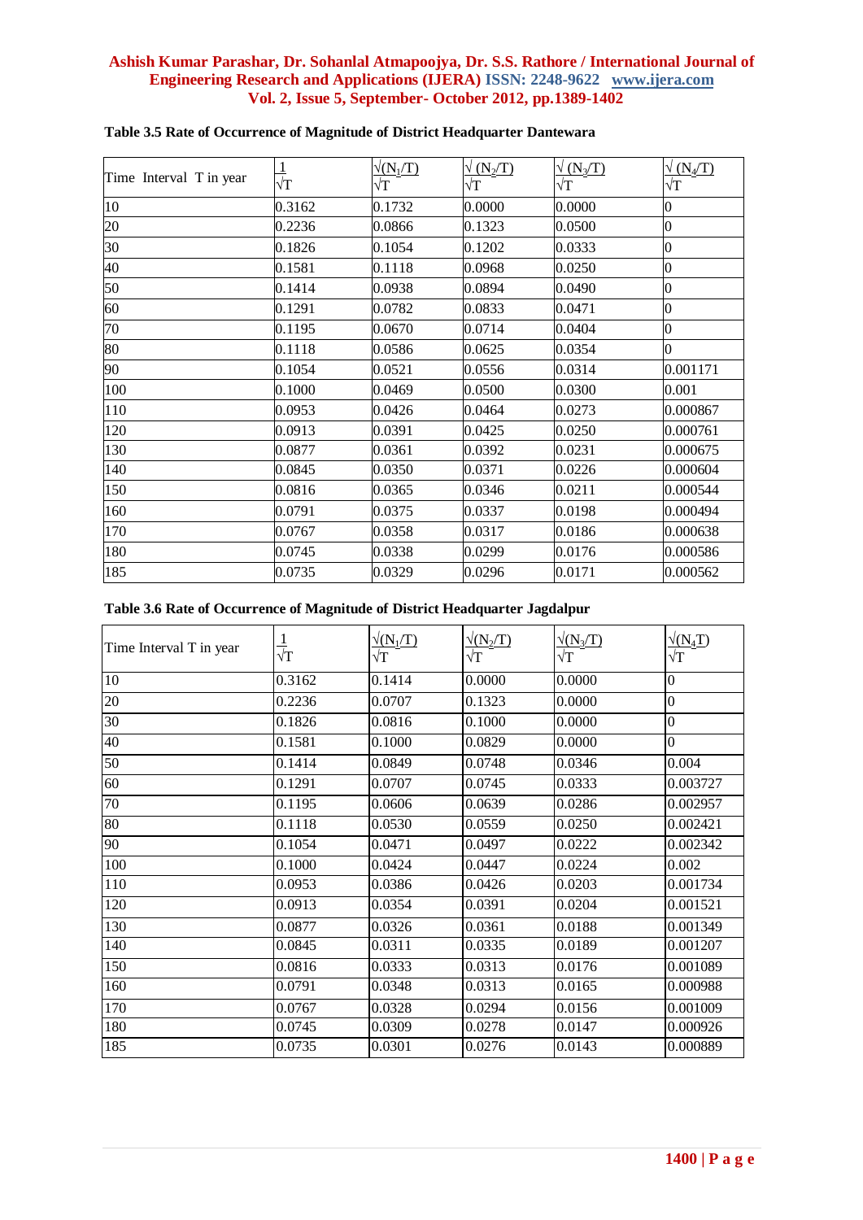**Table 3.5 Rate of Occurrence of Magnitude of District Headquarter Dantewara**

| Time Interval T in year | $\frac{1}{\sqrt{T}}$ | $\frac{\sqrt{(N_1/T)}}{\sqrt{T}}$ | $\frac{\sqrt{(N_2/T)}}{\sqrt{T}}$ | $\frac{\sqrt{(N_3/T)}}{\sqrt{T}}$ | $\frac{\sqrt{(N_4/T)}}{\sqrt{T}}$ |
|---|---|---|---|---|---|
| 10 | 0.3162 | 0.1732 | 0.0000 | 0.0000 | 0 |
| 20 | 0.2236 | 0.0866 | 0.1323 | 0.0500 | 0 |
| 30 | 0.1826 | 0.1054 | 0.1202 | 0.0333 | 0 |
| 40 | 0.1581 | 0.1118 | 0.0968 | 0.0250 | 0 |
| 50 | 0.1414 | 0.0938 | 0.0894 | 0.0490 | 0 |
| 60 | 0.1291 | 0.0782 | 0.0833 | 0.0471 | 0 |
| 70 | 0.1195 | 0.0670 | 0.0714 | 0.0404 | 0 |
| 80 | 0.1118 | 0.0586 | 0.0625 | 0.0354 | 0 |
| 90 | 0.1054 | 0.0521 | 0.0556 | 0.0314 | 0.001171 |
| 100 | 0.1000 | 0.0469 | 0.0500 | 0.0300 | 0.001 |
| 110 | 0.0953 | 0.0426 | 0.0464 | 0.0273 | 0.000867 |
| 120 | 0.0913 | 0.0391 | 0.0425 | 0.0250 | 0.000761 |
| 130 | 0.0877 | 0.0361 | 0.0392 | 0.0231 | 0.000675 |
| 140 | 0.0845 | 0.0350 | 0.0371 | 0.0226 | 0.000604 |
| 150 | 0.0816 | 0.0365 | 0.0346 | 0.0211 | 0.000544 |
| 160 | 0.0791 | 0.0375 | 0.0337 | 0.0198 | 0.000494 |
| 170 | 0.0767 | 0.0358 | 0.0317 | 0.0186 | 0.000638 |
| 180 | 0.0745 | 0.0338 | 0.0299 | 0.0176 | 0.000586 |
| 185 | 0.0735 | 0.0329 | 0.0296 | 0.0171 | 0.000562 |

**Table 3.6 Rate of Occurrence of Magnitude of District Headquarter Jagdalpur**

| Time Interval T in year | $\frac{1}{\sqrt{T}}$ | $\frac{\sqrt{(N_1/T)}}{\sqrt{T}}$ | $\frac{\sqrt{(N_2/T)}}{\sqrt{T}}$ | $\frac{\sqrt{(N_3/T)}}{\sqrt{T}}$ | $\frac{\sqrt{(N_4T)}}{\sqrt{T}}$ |
|---|---|---|---|---|---|
| 10 | 0.3162 | 0.1414 | 0.0000 | 0.0000 | 0 |
| 20 | 0.2236 | 0.0707 | 0.1323 | 0.0000 | 0 |
| 30 | 0.1826 | 0.0816 | 0.1000 | 0.0000 | 0 |
| 40 | 0.1581 | 0.1000 | 0.0829 | 0.0000 | 0 |
| 50 | 0.1414 | 0.0849 | 0.0748 | 0.0346 | 0.004 |
| 60 | 0.1291 | 0.0707 | 0.0745 | 0.0333 | 0.003727 |
| 70 | 0.1195 | 0.0606 | 0.0639 | 0.0286 | 0.002957 |
| 80 | 0.1118 | 0.0530 | 0.0559 | 0.0250 | 0.002421 |
| 90 | 0.1054 | 0.0471 | 0.0497 | 0.0222 | 0.002342 |
| 100 | 0.1000 | 0.0424 | 0.0447 | 0.0224 | 0.002 |
| 110 | 0.0953 | 0.0386 | 0.0426 | 0.0203 | 0.001734 |
| 120 | 0.0913 | 0.0354 | 0.0391 | 0.0204 | 0.001521 |
| 130 | 0.0877 | 0.0326 | 0.0361 | 0.0188 | 0.001349 |
| 140 | 0.0845 | 0.0311 | 0.0335 | 0.0189 | 0.001207 |
| 150 | 0.0816 | 0.0333 | 0.0313 | 0.0176 | 0.001089 |
| 160 | 0.0791 | 0.0348 | 0.0313 | 0.0165 | 0.000988 |
| 170 | 0.0767 | 0.0328 | 0.0294 | 0.0156 | 0.001009 |
| 180 | 0.0745 | 0.0309 | 0.0278 | 0.0147 | 0.000926 |
| 185 | 0.0735 | 0.0301 | 0.0276 | 0.0143 | 0.000889 |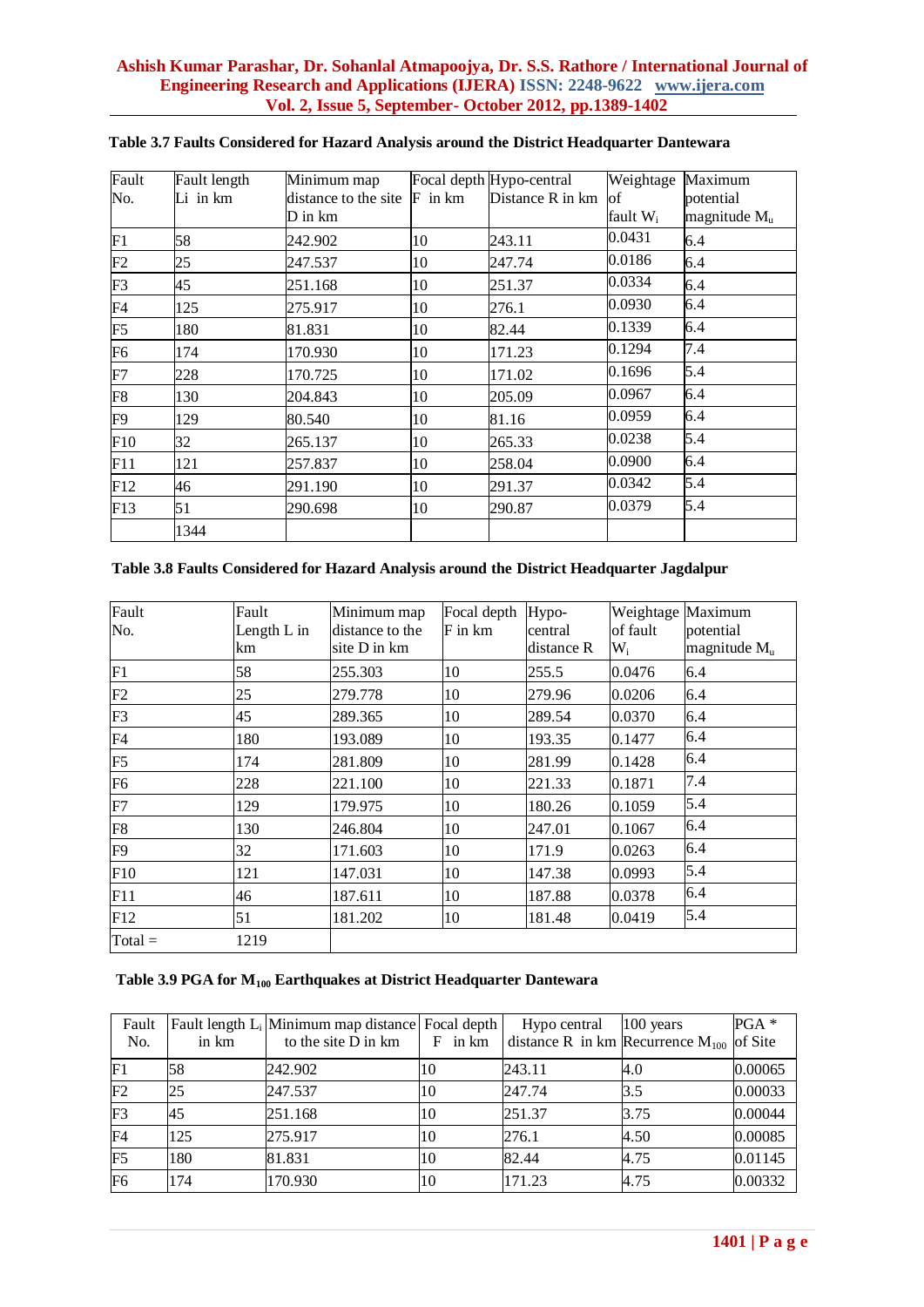**Table 3.7 Faults Considered for Hazard Analysis around the District Headquarter Dantewara**

| Fault No. | Fault length Li in km | Minimum map distance to the site D in km | Focal depth F in km | Hypo-central Distance R in km | Weightage of fault $W_i$ | Maximum potential magnitude $M_u$ |
|---|---|---|---|---|---|---|
| F1 | 58 | 242.902 | 10 | 243.11 | 0.0431 | 6.4 |
| F2 | 25 | 247.537 | 10 | 247.74 | 0.0186 | 6.4 |
| F3 | 45 | 251.168 | 10 | 251.37 | 0.0334 | 6.4 |
| F4 | 125 | 275.917 | 10 | 276.1 | 0.0930 | 6.4 |
| F5 | 180 | 81.831 | 10 | 82.44 | 0.1339 | 6.4 |
| F6 | 174 | 170.930 | 10 | 171.23 | 0.1294 | 7.4 |
| F7 | 228 | 170.725 | 10 | 171.02 | 0.1696 | 5.4 |
| F8 | 130 | 204.843 | 10 | 205.09 | 0.0967 | 6.4 |
| F9 | 129 | 80.540 | 10 | 81.16 | 0.0959 | 6.4 |
| F10 | 32 | 265.137 | 10 | 265.33 | 0.0238 | 5.4 |
| F11 | 121 | 257.837 | 10 | 258.04 | 0.0900 | 6.4 |
| F12 | 46 | 291.190 | 10 | 291.37 | 0.0342 | 5.4 |
| F13 | 51 | 290.698 | 10 | 290.87 | 0.0379 | 5.4 |
| | 1344 | | | | | |

**Table 3.8 Faults Considered for Hazard Analysis around the District Headquarter Jagdalpur**

| Fault No. | Fault Length L in km | Minimum map distance to the site D in km | Focal depth F in km | Hypo-central distance R | Weightage of fault $W_i$ | Maximum potential magnitude $M_u$ |
|---|---|---|---|---|---|---|
| F1 | 58 | 255.303 | 10 | 255.5 | 0.0476 | 6.4 |
| F2 | 25 | 279.778 | 10 | 279.96 | 0.0206 | 6.4 |
| F3 | 45 | 289.365 | 10 | 289.54 | 0.0370 | 6.4 |
| F4 | 180 | 193.089 | 10 | 193.35 | 0.1477 | 6.4 |
| F5 | 174 | 281.809 | 10 | 281.99 | 0.1428 | 6.4 |
| F6 | 228 | 221.100 | 10 | 221.33 | 0.1871 | 7.4 |
| F7 | 129 | 179.975 | 10 | 180.26 | 0.1059 | 5.4 |
| F8 | 130 | 246.804 | 10 | 247.01 | 0.1067 | 6.4 |
| F9 | 32 | 171.603 | 10 | 171.9 | 0.0263 | 6.4 |
| F10 | 121 | 147.031 | 10 | 147.38 | 0.0993 | 5.4 |
| F11 | 46 | 187.611 | 10 | 187.88 | 0.0378 | 6.4 |
| F12 | 51 | 181.202 | 10 | 181.48 | 0.0419 | 5.4 |
| Total = | 1219 | | | | | |

**Table 3.9 PGA for $M_{100}$ Earthquakes at District Headquarter Dantewara**

| Fault No. | Fault length $L_i$ in km | Minimum map distance to the site D in km | Focal depth F in km | Hypo central distance R in km | 100 years Recurrence $M_{100}$ | PGA * of Site |
|---|---|---|---|---|---|---|
| F1 | 58 | 242.902 | 10 | 243.11 | 4.0 | 0.00065 |
| F2 | 25 | 247.537 | 10 | 247.74 | 3.5 | 0.00033 |
| F3 | 45 | 251.168 | 10 | 251.37 | 3.75 | 0.00044 |
| F4 | 125 | 275.917 | 10 | 276.1 | 4.50 | 0.00085 |
| F5 | 180 | 81.831 | 10 | 82.44 | 4.75 | 0.01145 |
| F6 | 174 | 170.930 | 10 | 171.23 | 4.75 | 0.00332 |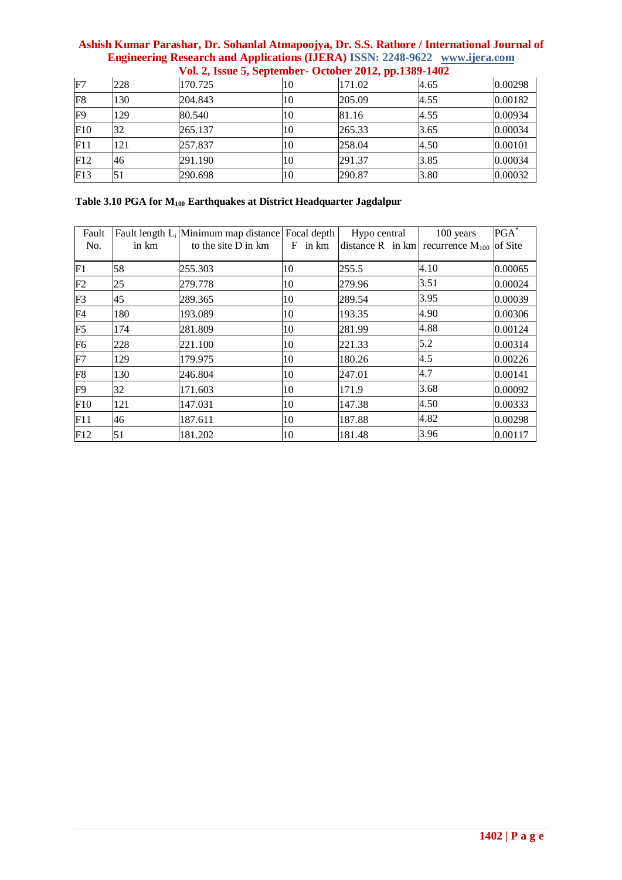| | | | | | | |
|---|---|---|---|---|---|---|
| F7 | 228 | 170.725 | 10 | 171.02 | 4.65 | 0.00298 |
| F8 | 130 | 204.843 | 10 | 205.09 | 4.55 | 0.00182 |
| F9 | 129 | 80.540 | 10 | 81.16 | 4.55 | 0.00934 |
| F10 | 32 | 265.137 | 10 | 265.33 | 3.65 | 0.00034 |
| F11 | 121 | 257.837 | 10 | 258.04 | 4.50 | 0.00101 |
| F12 | 46 | 291.190 | 10 | 291.37 | 3.85 | 0.00034 |
| F13 | 51 | 290.698 | 10 | 290.87 | 3.80 | 0.00032 |

**Table 3.10 PGA for $M_{100}$ Earthquakes at District Headquarter Jagdalpur**

| Fault No. | Fault length $L_i$ in km | Minimum map distance to the site D in km | Focal depth F in km | Hypo central distance R in km | 100 years recurrence $M_{100}$ | $PGA^*$ of Site |
|---|---|---|---|---|---|---|
| F1 | 58 | 255.303 | 10 | 255.5 | 4.10 | 0.00065 |
| F2 | 25 | 279.778 | 10 | 279.96 | 3.51 | 0.00024 |
| F3 | 45 | 289.365 | 10 | 289.54 | 3.95 | 0.00039 |
| F4 | 180 | 193.089 | 10 | 193.35 | 4.90 | 0.00306 |
| F5 | 174 | 281.809 | 10 | 281.99 | 4.88 | 0.00124 |
| F6 | 228 | 221.100 | 10 | 221.33 | 5.2 | 0.00314 |
| F7 | 129 | 179.975 | 10 | 180.26 | 4.5 | 0.00226 |
| F8 | 130 | 246.804 | 10 | 247.01 | 4.7 | 0.00141 |
| F9 | 32 | 171.603 | 10 | 171.9 | 3.68 | 0.00092 |
| F10 | 121 | 147.031 | 10 | 147.38 | 4.50 | 0.00333 |
| F11 | 46 | 187.611 | 10 | 187.88 | 4.82 | 0.00298 |
| F12 | 51 | 181.202 | 10 | 181.48 | 3.96 | 0.00117 |